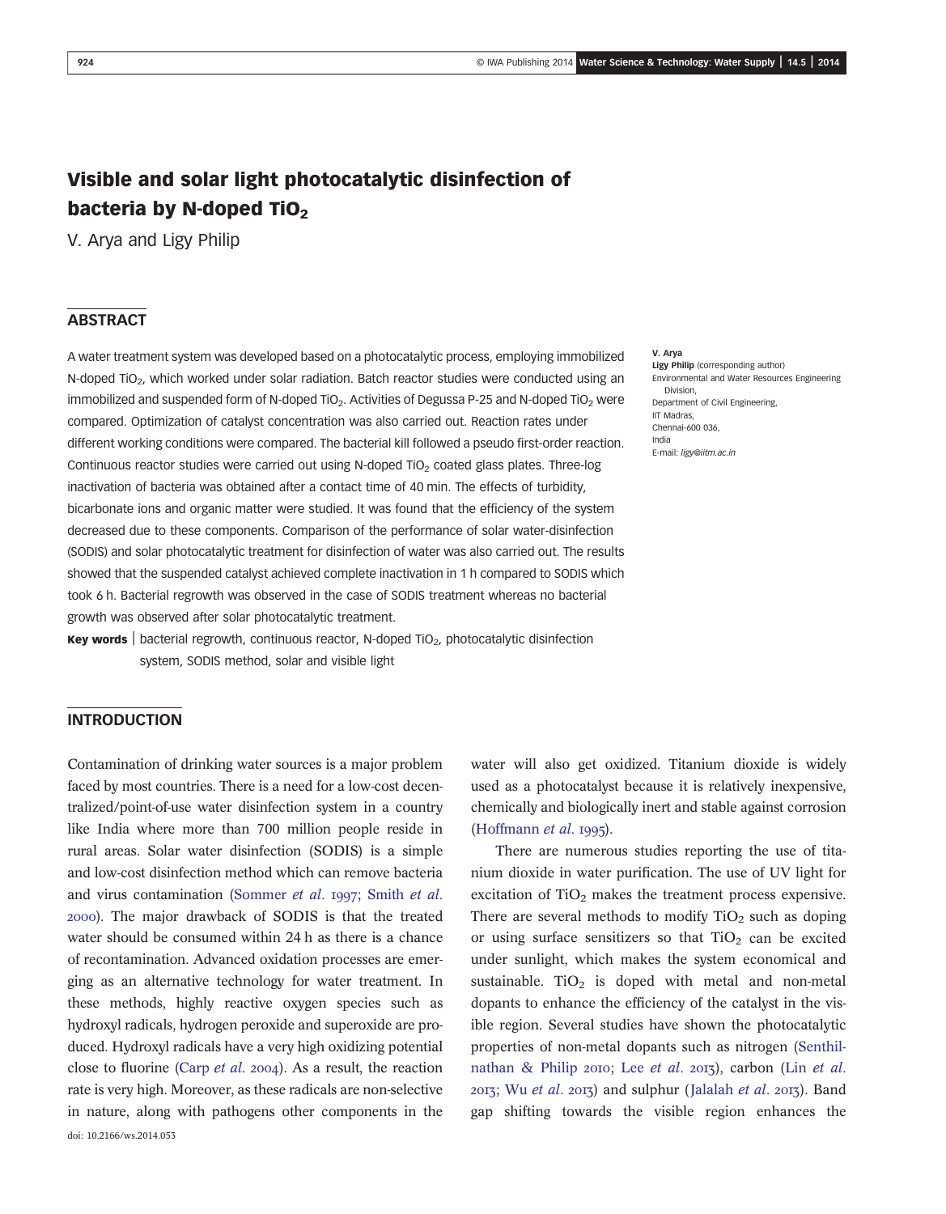# Visible and solar light photocatalytic disinfection of bacteria by N-doped $TiO_2$

V. Arya and Ligy Philip

## ABSTRACT

A water treatment system was developed based on a photocatalytic process, employing immobilized N-doped $TiO_2$, which worked under solar radiation. Batch reactor studies were conducted using an immobilized and suspended form of N-doped $TiO_2$. Activities of Degussa P-25 and N-doped $TiO_2$ were compared. Optimization of catalyst concentration was also carried out. Reaction rates under different working conditions were compared. The bacterial kill followed a pseudo first-order reaction. Continuous reactor studies were carried out using N-doped $TiO_2$ coated glass plates. Three-log inactivation of bacteria was obtained after a contact time of 40 min. The effects of turbidity, bicarbonate ions and organic matter were studied. It was found that the efficiency of the system decreased due to these components. Comparison of the performance of solar water-disinfection (SODIS) and solar photocatalytic treatment for disinfection of water was also carried out. The results showed that the suspended catalyst achieved complete inactivation in 1 h compared to SODIS which took 6 h. Bacterial regrowth was observed in the case of SODIS treatment whereas no bacterial growth was observed after solar photocatalytic treatment.

**Key words** | bacterial regrowth, continuous reactor, N-doped $TiO_2$, photocatalytic disinfection system, SODIS method, solar and visible light

**V. Arya**
**Ligy Philip** (corresponding author)
Environmental and Water Resources Engineering Division,
Department of Civil Engineering,
IIT Madras,
Chennai-600 036,
India
E-mail: *ligy@iitm.ac.in*

## INTRODUCTION

Contamination of drinking water sources is a major problem faced by most countries. There is a need for a low-cost decentralized/point-of-use water disinfection system in a country like India where more than 700 million people reside in rural areas. Solar water disinfection (SODIS) is a simple and low-cost disinfection method which can remove bacteria and virus contamination (Sommer *et al.* 1997; Smith *et al.* 2000). The major drawback of SODIS is that the treated water should be consumed within 24 h as there is a chance of recontamination. Advanced oxidation processes are emerging as an alternative technology for water treatment. In these methods, highly reactive oxygen species such as hydroxyl radicals, hydrogen peroxide and superoxide are produced. Hydroxyl radicals have a very high oxidizing potential close to fluorine (Carp *et al.* 2004). As a result, the reaction rate is very high. Moreover, as these radicals are non-selective in nature, along with pathogens other components in the water will also get oxidized. Titanium dioxide is widely used as a photocatalyst because it is relatively inexpensive, chemically and biologically inert and stable against corrosion (Hoffmann *et al.* 1995).

There are numerous studies reporting the use of titanium dioxide in water purification. The use of UV light for excitation of $TiO_2$ makes the treatment process expensive. There are several methods to modify $TiO_2$ such as doping or using surface sensitizers so that $TiO_2$ can be excited under sunlight, which makes the system economical and sustainable. $TiO_2$ is doped with metal and non-metal dopants to enhance the efficiency of the catalyst in the visible region. Several studies have shown the photocatalytic properties of non-metal dopants such as nitrogen (Senthilnathan & Philip 2010; Lee *et al.* 2013), carbon (Lin *et al.* 2013; Wu *et al.* 2013) and sulphur (Jalalah *et al.* 2013). Band gap shifting towards the visible region enhances the

doi: 10.2166/ws.2014.053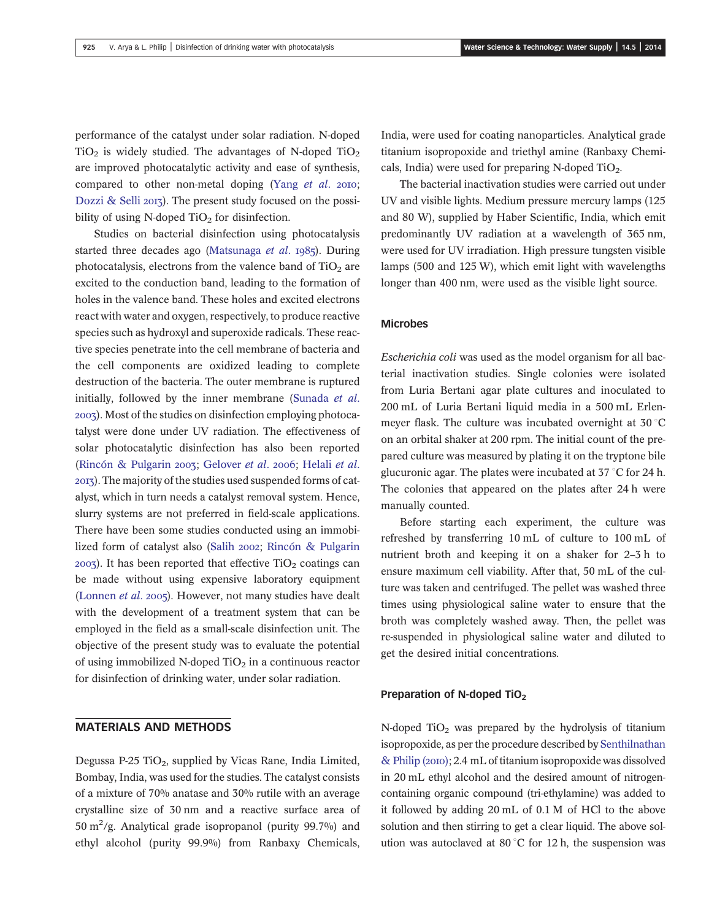performance of the catalyst under solar radiation. N-doped $TiO_2$ is widely studied. The advantages of N-doped $TiO_2$ are improved photocatalytic activity and ease of synthesis, compared to other non-metal doping (Yang *et al.* 2010; Dozzi & Selli 2013). The present study focused on the possibility of using N-doped $TiO_2$ for disinfection.

Studies on bacterial disinfection using photocatalysis started three decades ago (Matsunaga *et al.* 1985). During photocatalysis, electrons from the valence band of $TiO_2$ are excited to the conduction band, leading to the formation of holes in the valence band. These holes and excited electrons react with water and oxygen, respectively, to produce reactive species such as hydroxyl and superoxide radicals. These reactive species penetrate into the cell membrane of bacteria and the cell components are oxidized leading to complete destruction of the bacteria. The outer membrane is ruptured initially, followed by the inner membrane (Sunada *et al.* 2003). Most of the studies on disinfection employing photocatalyst were done under UV radiation. The effectiveness of solar photocatalytic disinfection has also been reported (Rincón & Pulgarin 2003; Gelover *et al.* 2006; Helali *et al.* 2013). The majority of the studies used suspended forms of catalyst, which in turn needs a catalyst removal system. Hence, slurry systems are not preferred in field-scale applications. There have been some studies conducted using an immobilized form of catalyst also (Salih 2002; Rincón & Pulgarin 2003). It has been reported that effective $TiO_2$ coatings can be made without using expensive laboratory equipment (Lonnen *et al.* 2005). However, not many studies have dealt with the development of a treatment system that can be employed in the field as a small-scale disinfection unit. The objective of the present study was to evaluate the potential of using immobilized N-doped $TiO_2$ in a continuous reactor for disinfection of drinking water, under solar radiation.

## MATERIALS AND METHODS

Degussa P-25 $TiO_2$, supplied by Vicas Rane, India Limited, Bombay, India, was used for the studies. The catalyst consists of a mixture of 70% anatase and 30% rutile with an average crystalline size of 30 nm and a reactive surface area of 50 $m^2$/g. Analytical grade isopropanol (purity 99.7%) and ethyl alcohol (purity 99.9%) from Ranbaxy Chemicals, India, were used for coating nanoparticles. Analytical grade titanium isopropoxide and triethyl amine (Ranbaxy Chemicals, India) were used for preparing N-doped $TiO_2$.

The bacterial inactivation studies were carried out under UV and visible lights. Medium pressure mercury lamps (125 and 80 W), supplied by Haber Scientific, India, which emit predominantly UV radiation at a wavelength of 365 nm, were used for UV irradiation. High pressure tungsten visible lamps (500 and 125 W), which emit light with wavelengths longer than 400 nm, were used as the visible light source.

### Microbes

*Escherichia coli* was used as the model organism for all bacterial inactivation studies. Single colonies were isolated from Luria Bertani agar plate cultures and inoculated to 200 mL of Luria Bertani liquid media in a 500 mL Erlenmeyer flask. The culture was incubated overnight at 30 °C on an orbital shaker at 200 rpm. The initial count of the prepared culture was measured by plating it on the tryptone bile glucuronic agar. The plates were incubated at 37 °C for 24 h. The colonies that appeared on the plates after 24 h were manually counted.

Before starting each experiment, the culture was refreshed by transferring 10 mL of culture to 100 mL of nutrient broth and keeping it on a shaker for 2–3 h to ensure maximum cell viability. After that, 50 mL of the culture was taken and centrifuged. The pellet was washed three times using physiological saline water to ensure that the broth was completely washed away. Then, the pellet was re-suspended in physiological saline water and diluted to get the desired initial concentrations.

### Preparation of N-doped $TiO_2$

N-doped $TiO_2$ was prepared by the hydrolysis of titanium isopropoxide, as per the procedure described by Senthilnathan & Philip (2010); 2.4 mL of titanium isopropoxide was dissolved in 20 mL ethyl alcohol and the desired amount of nitrogen-containing organic compound (tri-ethylamine) was added to it followed by adding 20 mL of 0.1 M of HCl to the above solution and then stirring to get a clear liquid. The above solution was autoclaved at 80 °C for 12 h, the suspension was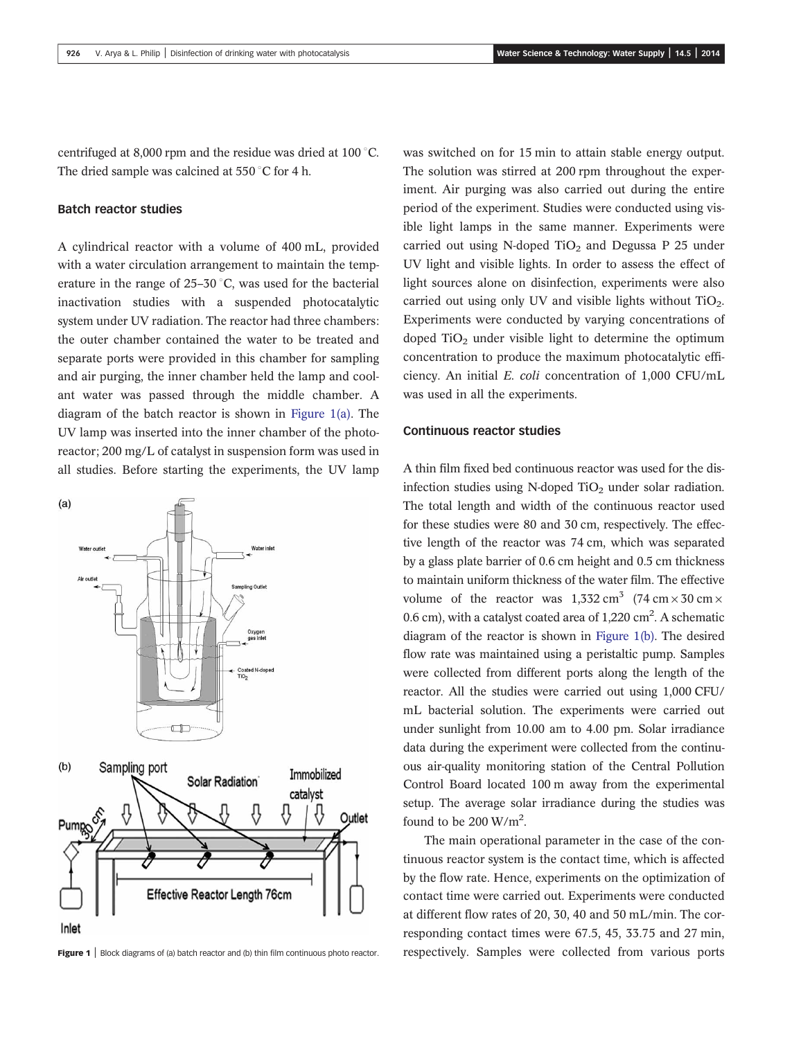centrifuged at 8,000 rpm and the residue was dried at 100 °C. The dried sample was calcined at 550 °C for 4 h.

### Batch reactor studies

A cylindrical reactor with a volume of 400 mL, provided with a water circulation arrangement to maintain the temperature in the range of 25–30 °C, was used for the bacterial inactivation studies with a suspended photocatalytic system under UV radiation. The reactor had three chambers: the outer chamber contained the water to be treated and separate ports were provided in this chamber for sampling and air purging, the inner chamber held the lamp and coolant water was passed through the middle chamber. A diagram of the batch reactor is shown in Figure 1(a). The UV lamp was inserted into the inner chamber of the photoreactor; 200 mg/L of catalyst in suspension form was used in all studies. Before starting the experiments, the UV lamp was switched on for 15 min to attain stable energy output. The solution was stirred at 200 rpm throughout the experiment. Air purging was also carried out during the entire period of the experiment. Studies were conducted using visible light lamps in the same manner. Experiments were carried out using N-doped $TiO_2$ and Degussa P 25 under UV light and visible lights. In order to assess the effect of light sources alone on disinfection, experiments were also carried out using only UV and visible lights without $TiO_2$. Experiments were conducted by varying concentrations of doped $TiO_2$ under visible light to determine the optimum concentration to produce the maximum photocatalytic efficiency. An initial *E. coli* concentration of 1,000 CFU/mL was used in all the experiments.

Figure 1 | Block diagrams of (a) batch reactor and (b) thin film continuous photo reactor.

### Continuous reactor studies

A thin film fixed bed continuous reactor was used for the disinfection studies using N-doped $TiO_2$ under solar radiation. The total length and width of the continuous reactor used for these studies were 80 and 30 cm, respectively. The effective length of the reactor was 74 cm, which was separated by a glass plate barrier of 0.6 cm height and 0.5 cm thickness to maintain uniform thickness of the water film. The effective volume of the reactor was 1,332 $cm^3$ (74 cm × 30 cm × 0.6 cm), with a catalyst coated area of 1,220 $cm^2$. A schematic diagram of the reactor is shown in Figure 1(b). The desired flow rate was maintained using a peristaltic pump. Samples were collected from different ports along the length of the reactor. All the studies were carried out using 1,000 CFU/mL bacterial solution. The experiments were carried out under sunlight from 10.00 am to 4.00 pm. Solar irradiance data during the experiment were collected from the continuous air-quality monitoring station of the Central Pollution Control Board located 100 m away from the experimental setup. The average solar irradiance during the studies was found to be 200 $W/m^2$.

The main operational parameter in the case of the continuous reactor system is the contact time, which is affected by the flow rate. Hence, experiments on the optimization of contact time were carried out. Experiments were conducted at different flow rates of 20, 30, 40 and 50 mL/min. The corresponding contact times were 67.5, 45, 33.75 and 27 min, respectively. Samples were collected from various ports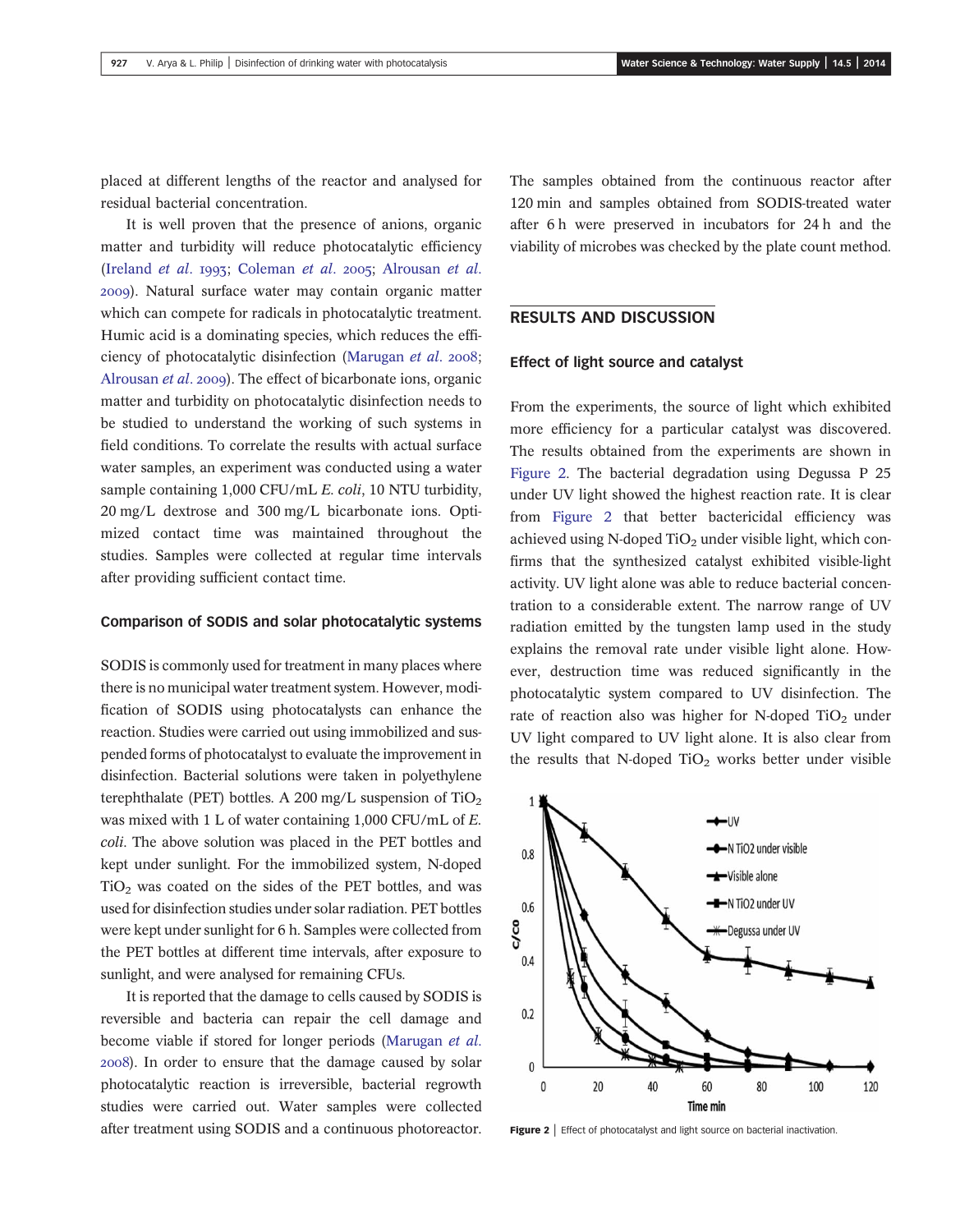placed at different lengths of the reactor and analysed for residual bacterial concentration.

It is well proven that the presence of anions, organic matter and turbidity will reduce photocatalytic efficiency (Ireland *et al*. 1993; Coleman *et al*. 2005; Alrousan *et al*. 2009). Natural surface water may contain organic matter which can compete for radicals in photocatalytic treatment. Humic acid is a dominating species, which reduces the efficiency of photocatalytic disinfection (Marugan *et al*. 2008; Alrousan *et al*. 2009). The effect of bicarbonate ions, organic matter and turbidity on photocatalytic disinfection needs to be studied to understand the working of such systems in field conditions. To correlate the results with actual surface water samples, an experiment was conducted using a water sample containing 1,000 CFU/mL *E. coli*, 10 NTU turbidity, 20 mg/L dextrose and 300 mg/L bicarbonate ions. Optimized contact time was maintained throughout the studies. Samples were collected at regular time intervals after providing sufficient contact time.

### Comparison of SODIS and solar photocatalytic systems

SODIS is commonly used for treatment in many places where there is no municipal water treatment system. However, modification of SODIS using photocatalysts can enhance the reaction. Studies were carried out using immobilized and suspended forms of photocatalyst to evaluate the improvement in disinfection. Bacterial solutions were taken in polyethylene terephthalate (PET) bottles. A 200 mg/L suspension of $TiO_2$ was mixed with 1 L of water containing 1,000 CFU/mL of *E. coli*. The above solution was placed in the PET bottles and kept under sunlight. For the immobilized system, N-doped $TiO_2$ was coated on the sides of the PET bottles, and was used for disinfection studies under solar radiation. PET bottles were kept under sunlight for 6 h. Samples were collected from the PET bottles at different time intervals, after exposure to sunlight, and were analysed for remaining CFUs.

It is reported that the damage to cells caused by SODIS is reversible and bacteria can repair the cell damage and become viable if stored for longer periods (Marugan *et al*. 2008). In order to ensure that the damage caused by solar photocatalytic reaction is irreversible, bacterial regrowth studies were carried out. Water samples were collected after treatment using SODIS and a continuous photoreactor. The samples obtained from the continuous reactor after 120 min and samples obtained from SODIS-treated water after 6 h were preserved in incubators for 24 h and the viability of microbes was checked by the plate count method.

## RESULTS AND DISCUSSION

### Effect of light source and catalyst

From the experiments, the source of light which exhibited more efficiency for a particular catalyst was discovered. The results obtained from the experiments are shown in Figure 2. The bacterial degradation using Degussa P 25 under UV light showed the highest reaction rate. It is clear from Figure 2 that better bactericidal efficiency was achieved using N-doped $TiO_2$ under visible light, which confirms that the synthesized catalyst exhibited visible-light activity. UV light alone was able to reduce bacterial concentration to a considerable extent. The narrow range of UV radiation emitted by the tungsten lamp used in the study explains the removal rate under visible light alone. However, destruction time was reduced significantly in the photocatalytic system compared to UV disinfection. The rate of reaction also was higher for N-doped $TiO_2$ under UV light compared to UV light alone. It is also clear from the results that N-doped $TiO_2$ works better under visible

**Figure 2** | Effect of photocatalyst and light source on bacterial inactivation.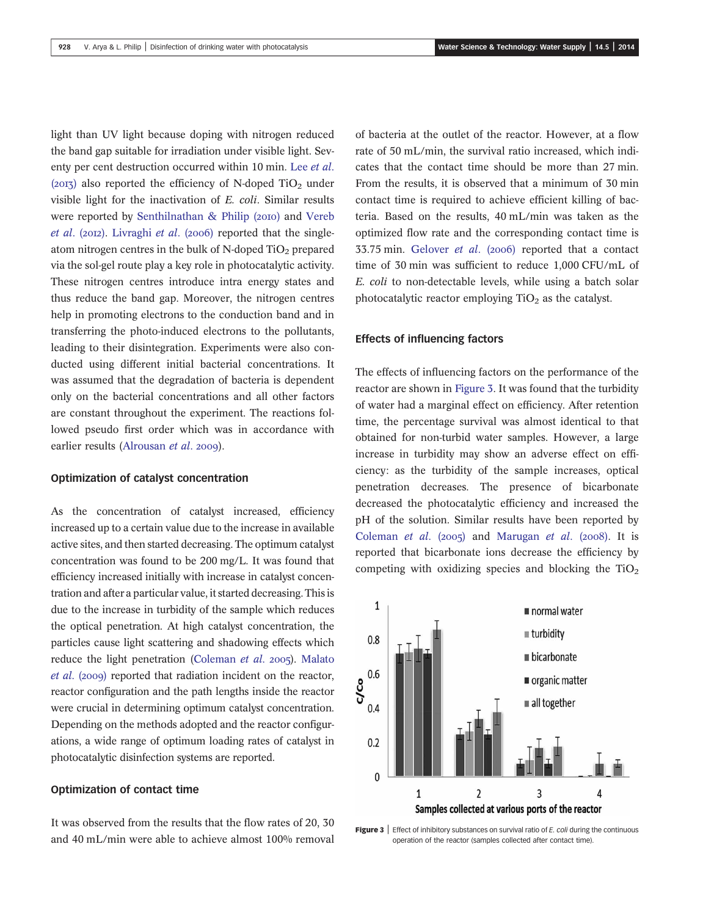light than UV light because doping with nitrogen reduced the band gap suitable for irradiation under visible light. Seventy per cent destruction occurred within 10 min. Lee *et al.* (2013) also reported the efficiency of N-doped $TiO_2$ under visible light for the inactivation of *E. coli*. Similar results were reported by Senthilnathan & Philip (2010) and Vereb *et al.* (2012). Livraghi *et al.* (2006) reported that the single-atom nitrogen centres in the bulk of N-doped $TiO_2$ prepared via the sol-gel route play a key role in photocatalytic activity. These nitrogen centres introduce intra energy states and thus reduce the band gap. Moreover, the nitrogen centres help in promoting electrons to the conduction band and in transferring the photo-induced electrons to the pollutants, leading to their disintegration. Experiments were also conducted using different initial bacterial concentrations. It was assumed that the degradation of bacteria is dependent only on the bacterial concentrations and all other factors are constant throughout the experiment. The reactions followed pseudo first order which was in accordance with earlier results (Alrousan *et al.* 2009).

### Optimization of catalyst concentration

As the concentration of catalyst increased, efficiency increased up to a certain value due to the increase in available active sites, and then started decreasing. The optimum catalyst concentration was found to be 200 mg/L. It was found that efficiency increased initially with increase in catalyst concentration and after a particular value, it started decreasing. This is due to the increase in turbidity of the sample which reduces the optical penetration. At high catalyst concentration, the particles cause light scattering and shadowing effects which reduce the light penetration (Coleman *et al.* 2005). Malato *et al.* (2009) reported that radiation incident on the reactor, reactor configuration and the path lengths inside the reactor were crucial in determining optimum catalyst concentration. Depending on the methods adopted and the reactor configurations, a wide range of optimum loading rates of catalyst in photocatalytic disinfection systems are reported.

### Optimization of contact time

It was observed from the results that the flow rates of 20, 30 and 40 mL/min were able to achieve almost 100% removal of bacteria at the outlet of the reactor. However, at a flow rate of 50 mL/min, the survival ratio increased, which indicates that the contact time should be more than 27 min. From the results, it is observed that a minimum of 30 min contact time is required to achieve efficient killing of bacteria. Based on the results, 40 mL/min was taken as the optimized flow rate and the corresponding contact time is 33.75 min. Gelover *et al.* (2006) reported that a contact time of 30 min was sufficient to reduce 1,000 CFU/mL of *E. coli* to non-detectable levels, while using a batch solar photocatalytic reactor employing $TiO_2$ as the catalyst.

### Effects of influencing factors

The effects of influencing factors on the performance of the reactor are shown in Figure 3. It was found that the turbidity of water had a marginal effect on efficiency. After retention time, the percentage survival was almost identical to that obtained for non-turbid water samples. However, a large increase in turbidity may show an adverse effect on efficiency: as the turbidity of the sample increases, optical penetration decreases. The presence of bicarbonate decreased the photocatalytic efficiency and increased the pH of the solution. Similar results have been reported by Coleman *et al.* (2005) and Marugan *et al.* (2008). It is reported that bicarbonate ions decrease the efficiency by competing with oxidizing species and blocking the $TiO_2$

**Figure 3** | Effect of inhibitory substances on survival ratio of *E. coli* during the continuous operation of the reactor (samples collected after contact time).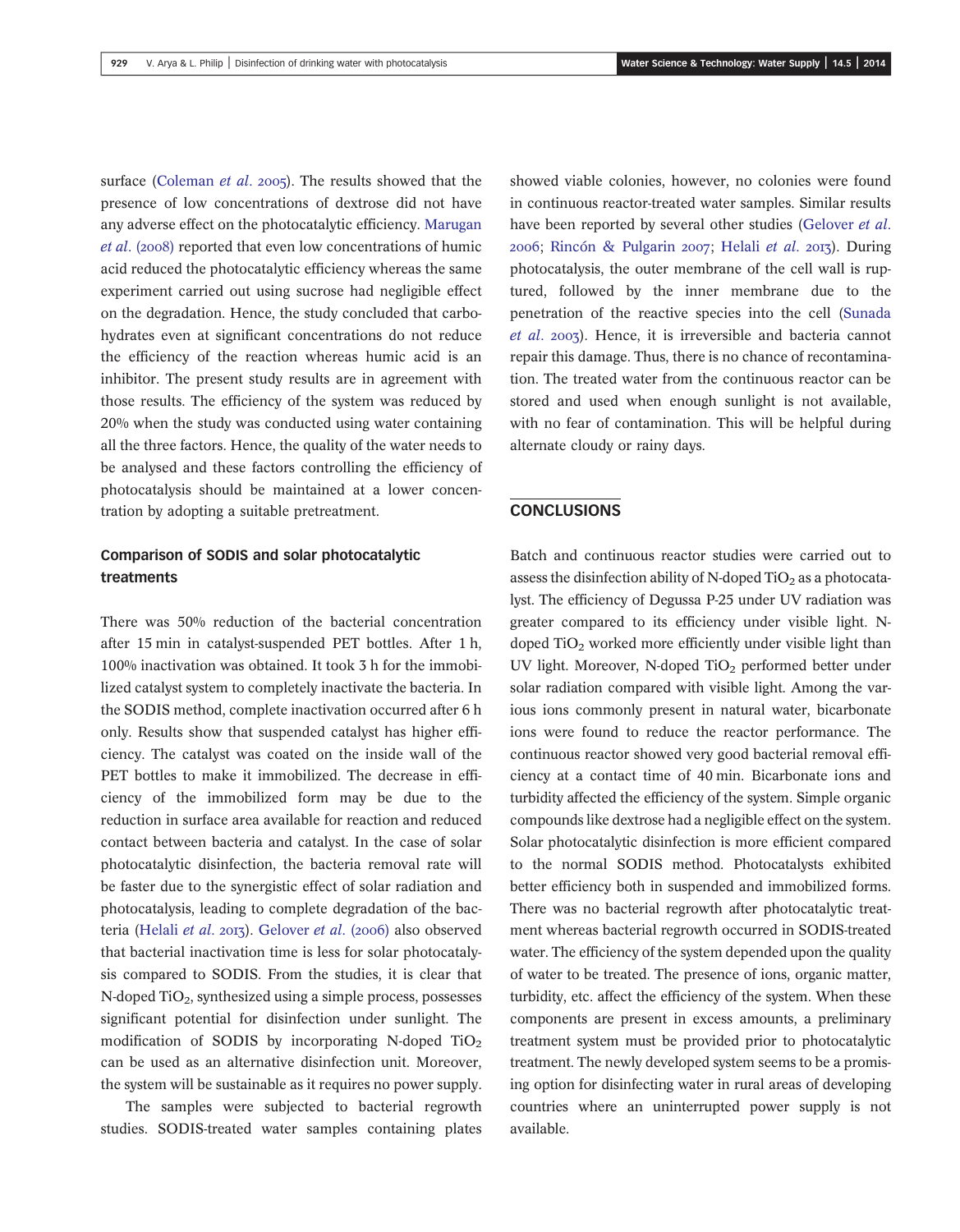surface (Coleman *et al.* 2005). The results showed that the presence of low concentrations of dextrose did not have any adverse effect on the photocatalytic efficiency. Marugan *et al.* (2008) reported that even low concentrations of humic acid reduced the photocatalytic efficiency whereas the same experiment carried out using sucrose had negligible effect on the degradation. Hence, the study concluded that carbohydrates even at significant concentrations do not reduce the efficiency of the reaction whereas humic acid is an inhibitor. The present study results are in agreement with those results. The efficiency of the system was reduced by 20% when the study was conducted using water containing all the three factors. Hence, the quality of the water needs to be analysed and these factors controlling the efficiency of photocatalysis should be maintained at a lower concentration by adopting a suitable pretreatment.

### Comparison of SODIS and solar photocatalytic treatments

There was 50% reduction of the bacterial concentration after 15 min in catalyst-suspended PET bottles. After 1 h, 100% inactivation was obtained. It took 3 h for the immobilized catalyst system to completely inactivate the bacteria. In the SODIS method, complete inactivation occurred after 6 h only. Results show that suspended catalyst has higher efficiency. The catalyst was coated on the inside wall of the PET bottles to make it immobilized. The decrease in efficiency of the immobilized form may be due to the reduction in surface area available for reaction and reduced contact between bacteria and catalyst. In the case of solar photocatalytic disinfection, the bacteria removal rate will be faster due to the synergistic effect of solar radiation and photocatalysis, leading to complete degradation of the bacteria (Helali *et al.* 2013). Gelover *et al.* (2006) also observed that bacterial inactivation time is less for solar photocatalysis compared to SODIS. From the studies, it is clear that N-doped $TiO_2$, synthesized using a simple process, possesses significant potential for disinfection under sunlight. The modification of SODIS by incorporating N-doped $TiO_2$ can be used as an alternative disinfection unit. Moreover, the system will be sustainable as it requires no power supply.

The samples were subjected to bacterial regrowth studies. SODIS-treated water samples containing plates showed viable colonies, however, no colonies were found in continuous reactor-treated water samples. Similar results have been reported by several other studies (Gelover *et al.* 2006; Rincón & Pulgarin 2007; Helali *et al.* 2013). During photocatalysis, the outer membrane of the cell wall is ruptured, followed by the inner membrane due to the penetration of the reactive species into the cell (Sunada *et al.* 2003). Hence, it is irreversible and bacteria cannot repair this damage. Thus, there is no chance of recontamination. The treated water from the continuous reactor can be stored and used when enough sunlight is not available, with no fear of contamination. This will be helpful during alternate cloudy or rainy days.

## CONCLUSIONS

Batch and continuous reactor studies were carried out to assess the disinfection ability of N-doped $TiO_2$ as a photocatalyst. The efficiency of Degussa P-25 under UV radiation was greater compared to its efficiency under visible light. N-doped $TiO_2$ worked more efficiently under visible light than UV light. Moreover, N-doped $TiO_2$ performed better under solar radiation compared with visible light. Among the various ions commonly present in natural water, bicarbonate ions were found to reduce the reactor performance. The continuous reactor showed very good bacterial removal efficiency at a contact time of 40 min. Bicarbonate ions and turbidity affected the efficiency of the system. Simple organic compounds like dextrose had a negligible effect on the system. Solar photocatalytic disinfection is more efficient compared to the normal SODIS method. Photocatalysts exhibited better efficiency both in suspended and immobilized forms. There was no bacterial regrowth after photocatalytic treatment whereas bacterial regrowth occurred in SODIS-treated water. The efficiency of the system depended upon the quality of water to be treated. The presence of ions, organic matter, turbidity, etc. affect the efficiency of the system. When these components are present in excess amounts, a preliminary treatment system must be provided prior to photocatalytic treatment. The newly developed system seems to be a promising option for disinfecting water in rural areas of developing countries where an uninterrupted power supply is not available.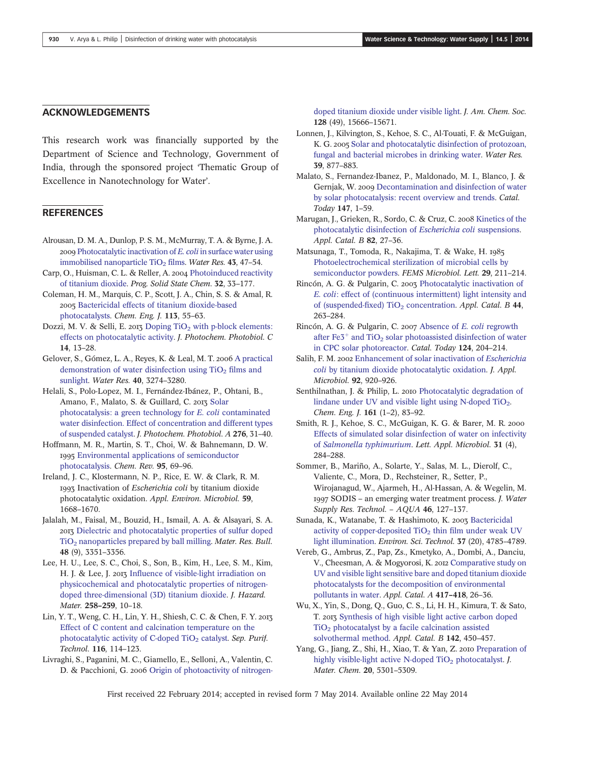## ACKNOWLEDGEMENTS

This research work was financially supported by the Department of Science and Technology, Government of India, through the sponsored project 'Thematic Group of Excellence in Nanotechnology for Water'.

## REFERENCES

Alrousan, D. M. A., Dunlop, P. S. M., McMurray, T. A. & Byrne, J. A. 2009 Photocatalytic inactivation of *E. coli* in surface water using immobilised nanoparticle $TiO_2$ films. *Water Res.* **43**, 47–54.

Carp, O., Huisman, C. L. & Reller, A. 2004 Photoinduced reactivity of titanium dioxide. *Prog. Solid State Chem.* **32**, 33–177.

Coleman, H. M., Marquis, C. P., Scott, J. A., Chin, S. S. & Amal, R. 2005 Bactericidal effects of titanium dioxide-based photocatalysts. *Chem. Eng. J.* **113**, 55–63.

Dozzi, M. V. & Selli, E. 2013 Doping $TiO_2$ with p-block elements: effects on photocatalytic activity. *J. Photochem. Photobiol. C* **14**, 13–28.

Gelover, S., Gómez, L. A., Reyes, K. & Leal, M. T. 2006 A practical demonstration of water disinfection using $TiO_2$ films and sunlight. *Water Res.* **40**, 3274–3280.

Helali, S., Polo-Lopez, M. I., Fernández-Ibánez, P., Ohtani, B., Amano, F., Malato, S. & Guillard, C. 2013 Solar photocatalysis: a green technology for *E. coli* contaminated water disinfection. Effect of concentration and different types of suspended catalyst. *J. Photochem. Photobiol. A* **276**, 31–40.

Hoffmann, M. R., Martin, S. T., Choi, W. & Bahnemann, D. W. 1995 Environmental applications of semiconductor photocatalysis. *Chem. Rev.* **95**, 69–96.

Ireland, J. C., Klostermann, N. P., Rice, E. W. & Clark, R. M. 1993 Inactivation of *Escherichia coli* by titanium dioxide photocatalytic oxidation. *Appl. Environ. Microbiol.* **59**, 1668–1670.

Jalalah, M., Faisal, M., Bouzid, H., Ismail, A. A. & Alsayari, S. A. 2013 Dielectric and photocatalytic properties of sulfur doped $TiO_2$ nanoparticles prepared by ball milling. *Mater. Res. Bull.* **48** (9), 3351–3356.

Lee, H. U., Lee, S. C., Choi, S., Son, B., Kim, H., Lee, S. M., Kim, H. J. & Lee, J. 2013 Influence of visible-light irradiation on physicochemical and photocatalytic properties of nitrogen-doped three-dimensional (3D) titanium dioxide. *J. Hazard. Mater.* **258–259**, 10–18.

Lin, Y. T., Weng, C. H., Lin, Y. H., Shiesh, C. C. & Chen, F. Y. 2013 Effect of C content and calcination temperature on the photocatalytic activity of C-doped $TiO_2$ catalyst. *Sep. Purif. Technol.* **116**, 114–123.

Livraghi, S., Paganini, M. C., Giamello, E., Selloni, A., Valentin, C. D. & Pacchioni, G. 2006 Origin of photoactivity of nitrogen-doped titanium dioxide under visible light. *J. Am. Chem. Soc.* **128** (49), 15666–15671.

Lonnen, J., Kilvington, S., Kehoe, S. C., Al-Touati, F. & McGuigan, K. G. 2005 Solar and photocatalytic disinfection of protozoan, fungal and bacterial microbes in drinking water. *Water Res.* **39**, 877–883.

Malato, S., Fernandez-Ibanez, P., Maldonado, M. I., Blanco, J. & Gernjak, W. 2009 Decontamination and disinfection of water by solar photocatalysis: recent overview and trends. *Catal. Today* **147**, 1–59.

Marugan, J., Grieken, R., Sordo, C. & Cruz, C. 2008 Kinetics of the photocatalytic disinfection of *Escherichia coli* suspensions. *Appl. Catal. B* **82**, 27–36.

Matsunaga, T., Tomoda, R., Nakajima, T. & Wake, H. 1985 Photoelectrochemical sterilization of microbial cells by semiconductor powders. *FEMS Microbiol. Lett.* **29**, 211–214.

Rincón, A. G. & Pulgarin, C. 2003 Photocatalytic inactivation of *E. coli*: effect of (continuous intermittent) light intensity and of (suspended-fixed) $TiO_2$ concentration. *Appl. Catal. B* **44**, 263–284.

Rincón, A. G. & Pulgarin, C. 2007 Absence of *E. coli* regrowth after $Fe3^+$ and $TiO_2$ solar photoassisted disinfection of water in CPC solar photoreactor. *Catal. Today* **124**, 204–214.

Salih, F. M. 2002 Enhancement of solar inactivation of *Escherichia coli* by titanium dioxide photocatalytic oxidation. *J. Appl. Microbiol.* **92**, 920–926.

Senthilnathan, J. & Philip, L. 2010 Photocatalytic degradation of lindane under UV and visible light using N-doped $TiO_2$. *Chem. Eng. J.* **161** (1–2), 83–92.

Smith, R. J., Kehoe, S. C., McGuigan, K. G. & Barer, M. R. 2000 Effects of simulated solar disinfection of water on infectivity of *Salmonella typhimurium*. *Lett. Appl. Microbiol.* **31** (4), 284–288.

Sommer, B., Mariño, A., Solarte, Y., Salas, M. L., Dierolf, C., Valiente, C., Mora, D., Rechsteiner, R., Setter, P., Wirojanagud, W., Ajarmeh, H., Al-Hassan, A. & Wegelin, M. 1997 SODIS – an emerging water treatment process. *J. Water Supply Res. Technol. – AQUA* **46**, 127–137.

Sunada, K., Watanabe, T. & Hashimoto, K. 2003 Bactericidal activity of copper-deposited $TiO_2$ thin film under weak UV light illumination. *Environ. Sci. Technol.* **37** (20), 4785–4789.

Vereb, G., Ambrus, Z., Pap, Zs., Kmetyko, A., Dombi, A., Danciu, V., Cheesman, A. & Mogyorosi, K. 2012 Comparative study on UV and visible light sensitive bare and doped titanium dioxide photocatalysts for the decomposition of environmental pollutants in water. *Appl. Catal. A* **417–418**, 26–36.

Wu, X., Yin, S., Dong, Q., Guo, C. S., Li, H. H., Kimura, T. & Sato, T. 2013 Synthesis of high visible light active carbon doped $TiO_2$ photocatalyst by a facile calcination assisted solvothermal method. *Appl. Catal. B* **142**, 450–457.

Yang, G., Jiang, Z., Shi, H., Xiao, T. & Yan, Z. 2010 Preparation of highly visible-light active N-doped $TiO_2$ photocatalyst. *J. Mater. Chem.* **20**, 5301–5309.

First received 22 February 2014; accepted in revised form 7 May 2014. Available online 22 May 2014